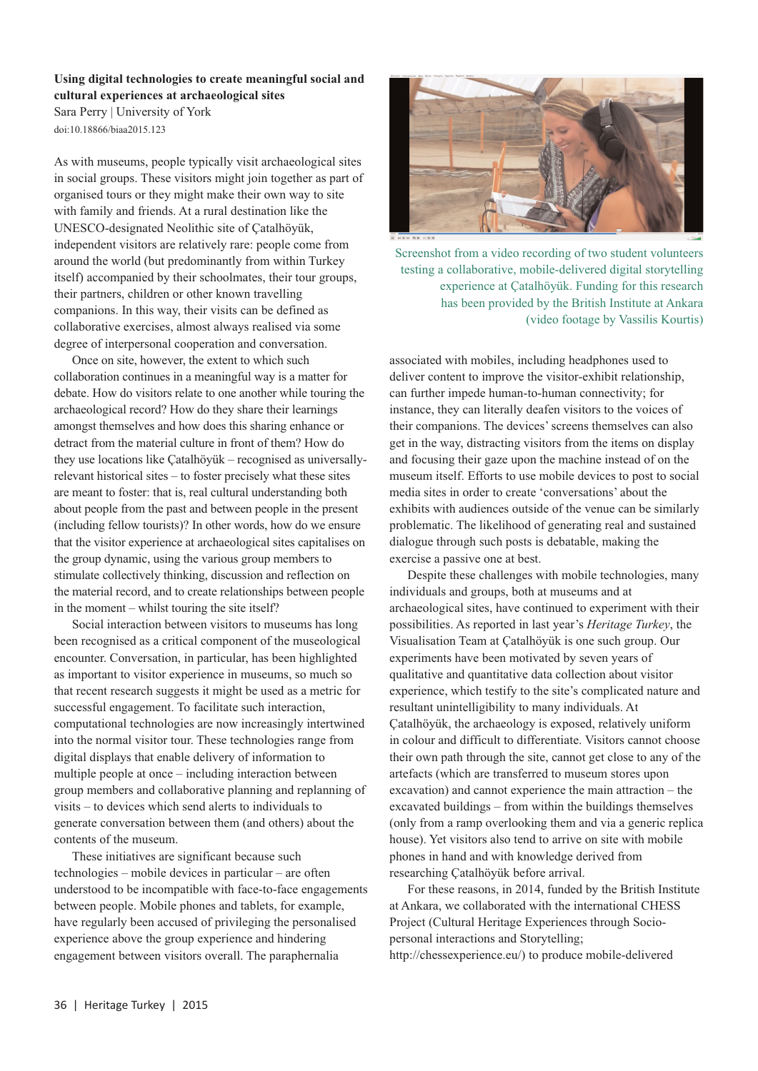**Using digital technologies to create meaningful social and cultural experiences at archaeological sites**

Sara Perry | University of York

doi:10.18866/biaa2015.123

As with museums, people typically visit archaeological sites in social groups. These visitors might join together as part of organised tours or they might make their own way to site with family and friends. At a rural destination like the UNESCO-designated Neolithic site of Çatalhöyük, independent visitors are relatively rare: people come from around the world (but predominantly from within Turkey itself) accompanied by their schoolmates, their tour groups, their partners, children or other known travelling companions. In this way, their visits can be defined as collaborative exercises, almost always realised via some degree of interpersonal cooperation and conversation.

Once on site, however, the extent to which such collaboration continues in a meaningful way is a matter for debate. How do visitors relate to one another while touring the archaeological record? How do they share their learnings amongst themselves and how does this sharing enhance or detract from the material culture in front of them? How do they use locations like Çatalhöyük – recognised as universally-relevant historical sites – to foster precisely what these sites are meant to foster: that is, real cultural understanding both about people from the past and between people in the present (including fellow tourists)? In other words, how do we ensure that the visitor experience at archaeological sites capitalises on the group dynamic, using the various group members to stimulate collectively thinking, discussion and reflection on the material record, and to create relationships between people in the moment – whilst touring the site itself?

Social interaction between visitors to museums has long been recognised as a critical component of the museological encounter. Conversation, in particular, has been highlighted as important to visitor experience in museums, so much so that recent research suggests it might be used as a metric for successful engagement. To facilitate such interaction, computational technologies are now increasingly intertwined into the normal visitor tour. These technologies range from digital displays that enable delivery of information to multiple people at once – including interaction between group members and collaborative planning and replanning of visits – to devices which send alerts to individuals to generate conversation between them (and others) about the contents of the museum.

These initiatives are significant because such technologies – mobile devices in particular – are often understood to be incompatible with face-to-face engagements between people. Mobile phones and tablets, for example, have regularly been accused of privileging the personalised experience above the group experience and hindering engagement between visitors overall. The paraphernalia associated with mobiles, including headphones used to deliver content to improve the visitor-exhibit relationship, can further impede human-to-human connectivity; for instance, they can literally deafen visitors to the voices of their companions. The devices' screens themselves can also get in the way, distracting visitors from the items on display and focusing their gaze upon the machine instead of on the museum itself. Efforts to use mobile devices to post to social media sites in order to create 'conversations' about the exhibits with audiences outside of the venue can be similarly problematic. The likelihood of generating real and sustained dialogue through such posts is debatable, making the exercise a passive one at best.

Screenshot from a video recording of two student volunteers testing a collaborative, mobile-delivered digital storytelling experience at Çatalhöyük. Funding for this research has been provided by the British Institute at Ankara (video footage by Vassilis Kourtis)

Despite these challenges with mobile technologies, many individuals and groups, both at museums and at archaeological sites, have continued to experiment with their possibilities. As reported in last year's *Heritage Turkey*, the Visualisation Team at Çatalhöyük is one such group. Our experiments have been motivated by seven years of qualitative and quantitative data collection about visitor experience, which testify to the site's complicated nature and resultant unintelligibility to many individuals. At Çatalhöyük, the archaeology is exposed, relatively uniform in colour and difficult to differentiate. Visitors cannot choose their own path through the site, cannot get close to any of the artefacts (which are transferred to museum stores upon excavation) and cannot experience the main attraction – the excavated buildings – from within the buildings themselves (only from a ramp overlooking them and via a generic replica house). Yet visitors also tend to arrive on site with mobile phones in hand and with knowledge derived from researching Çatalhöyük before arrival.

For these reasons, in 2014, funded by the British Institute at Ankara, we collaborated with the international CHESS Project (Cultural Heritage Experiences through Socio-personal interactions and Storytelling; http://chessexperience.eu/) to produce mobile-delivered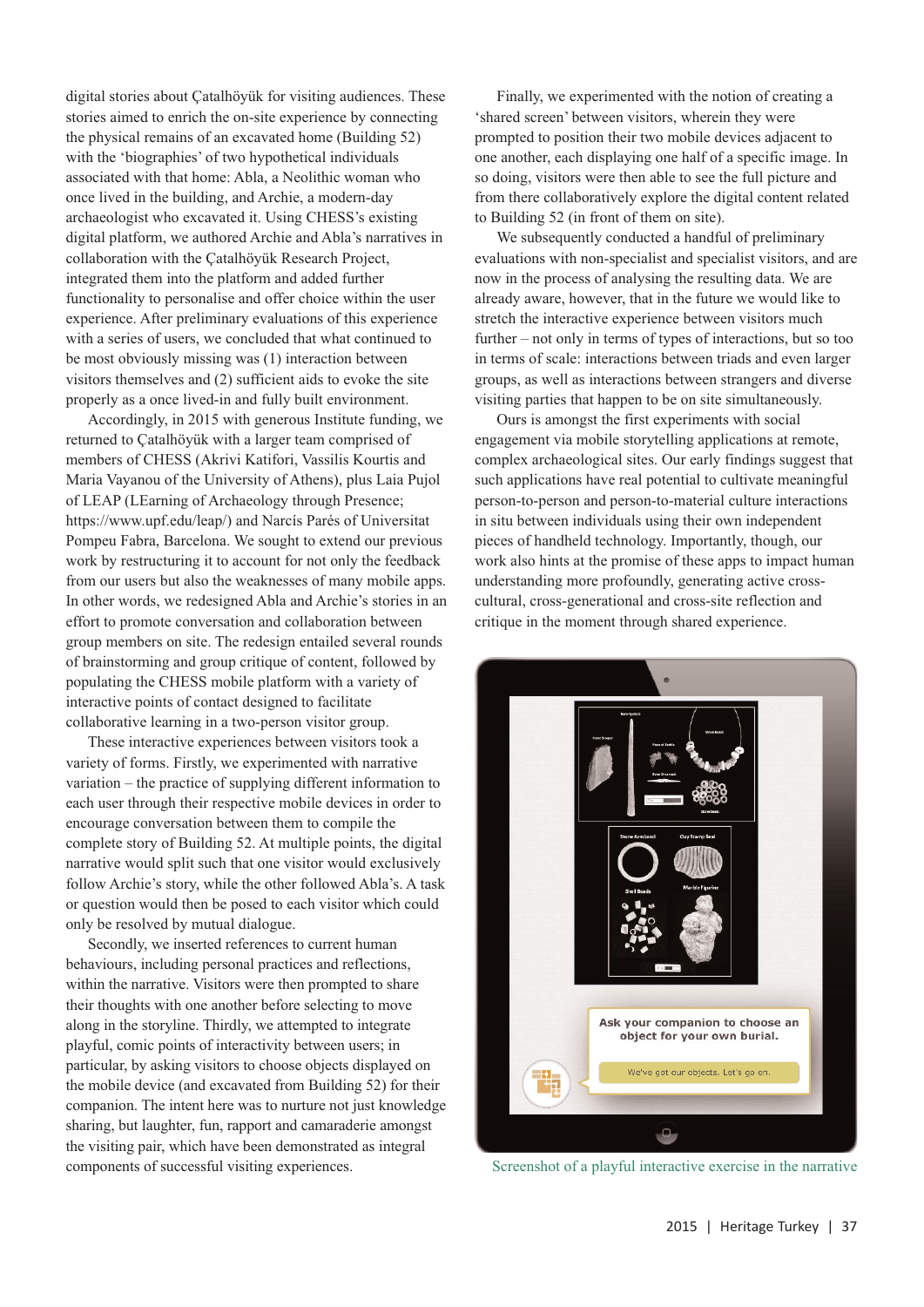digital stories about Çatalhöyük for visiting audiences. These stories aimed to enrich the on-site experience by connecting the physical remains of an excavated home (Building 52) with the 'biographies' of two hypothetical individuals associated with that home: Abla, a Neolithic woman who once lived in the building, and Archie, a modern-day archaeologist who excavated it. Using CHESS's existing digital platform, we authored Archie and Abla's narratives in collaboration with the Çatalhöyük Research Project, integrated them into the platform and added further functionality to personalise and offer choice within the user experience. After preliminary evaluations of this experience with a series of users, we concluded that what continued to be most obviously missing was (1) interaction between visitors themselves and (2) sufficient aids to evoke the site properly as a once lived-in and fully built environment.

Accordingly, in 2015 with generous Institute funding, we returned to Çatalhöyük with a larger team comprised of members of CHESS (Akrivi Katifori, Vassilis Kourtis and Maria Vayanou of the University of Athens), plus Laia Pujol of LEAP (LEarning of Archaeology through Presence; https://www.upf.edu/leap/) and Narcís Parés of Universitat Pompeu Fabra, Barcelona. We sought to extend our previous work by restructuring it to account for not only the feedback from our users but also the weaknesses of many mobile apps. In other words, we redesigned Abla and Archie's stories in an effort to promote conversation and collaboration between group members on site. The redesign entailed several rounds of brainstorming and group critique of content, followed by populating the CHESS mobile platform with a variety of interactive points of contact designed to facilitate collaborative learning in a two-person visitor group.

These interactive experiences between visitors took a variety of forms. Firstly, we experimented with narrative variation – the practice of supplying different information to each user through their respective mobile devices in order to encourage conversation between them to compile the complete story of Building 52. At multiple points, the digital narrative would split such that one visitor would exclusively follow Archie's story, while the other followed Abla's. A task or question would then be posed to each visitor which could only be resolved by mutual dialogue.

Secondly, we inserted references to current human behaviours, including personal practices and reflections, within the narrative. Visitors were then prompted to share their thoughts with one another before selecting to move along in the storyline. Thirdly, we attempted to integrate playful, comic points of interactivity between users; in particular, by asking visitors to choose objects displayed on the mobile device (and excavated from Building 52) for their companion. The intent here was to nurture not just knowledge sharing, but laughter, fun, rapport and camaraderie amongst the visiting pair, which have been demonstrated as integral components of successful visiting experiences.

Finally, we experimented with the notion of creating a 'shared screen' between visitors, wherein they were prompted to position their two mobile devices adjacent to one another, each displaying one half of a specific image. In so doing, visitors were then able to see the full picture and from there collaboratively explore the digital content related to Building 52 (in front of them on site).

We subsequently conducted a handful of preliminary evaluations with non-specialist and specialist visitors, and are now in the process of analysing the resulting data. We are already aware, however, that in the future we would like to stretch the interactive experience between visitors much further – not only in terms of types of interactions, but so too in terms of scale: interactions between triads and even larger groups, as well as interactions between strangers and diverse visiting parties that happen to be on site simultaneously.

Ours is amongst the first experiments with social engagement via mobile storytelling applications at remote, complex archaeological sites. Our early findings suggest that such applications have real potential to cultivate meaningful person-to-person and person-to-material culture interactions in situ between individuals using their own independent pieces of handheld technology. Importantly, though, our work also hints at the promise of these apps to impact human understanding more profoundly, generating active cross-cultural, cross-generational and cross-site reflection and critique in the moment through shared experience.

Screenshot of a playful interactive exercise in the narrative